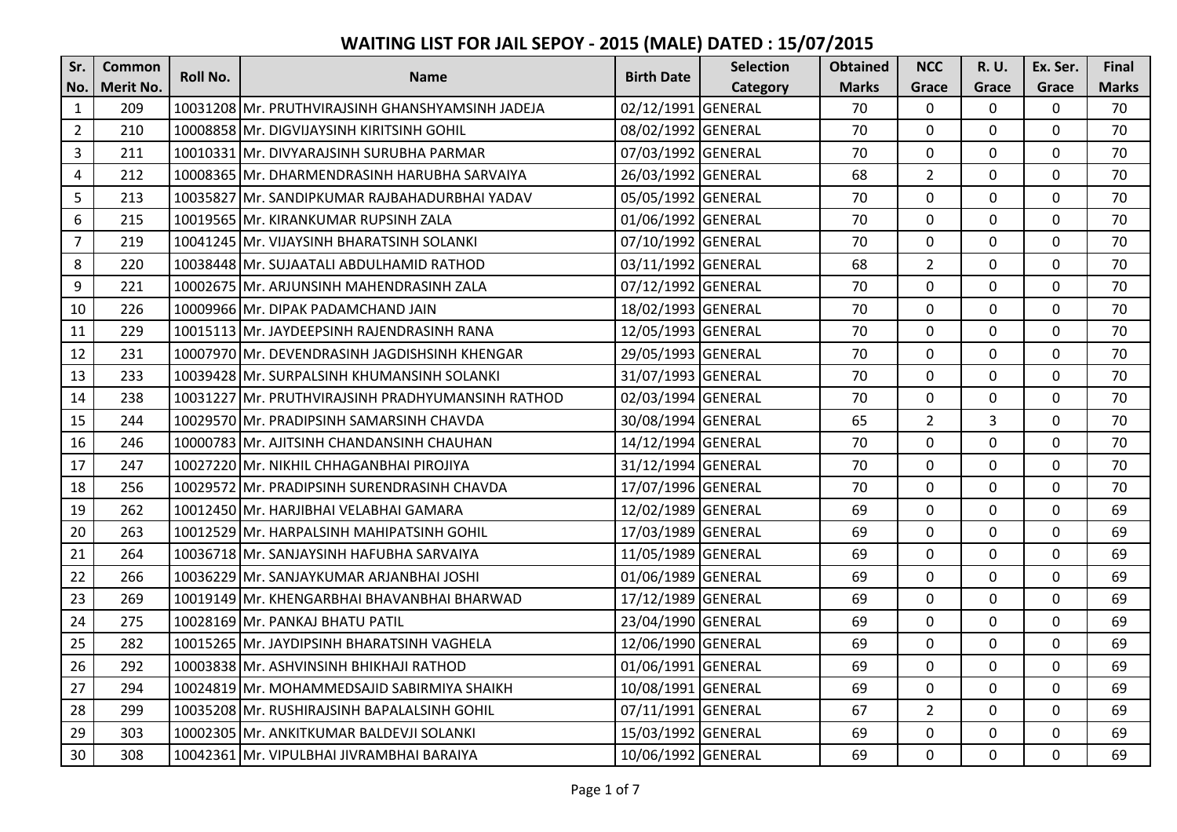# WAITING LIST FOR JAIL SEPOY - 2015 (MALE) DATED : 15/07/2015

| Sr. No. | Common Merit No. | Roll No. | Name | Birth Date | Selection Category | Obtained Marks | NCC Grace | R. U. Grace | Ex. Ser. Grace | Final Marks |
|---|---|---|---|---|---|---|---|---|---|---|
| 1 | 209 | 10031208 | Mr. PRUTHVIRAJSINH GHANSHYAMSINH JADEJA | 02/12/1991 | GENERAL | 70 | 0 | 0 | 0 | 70 |
| 2 | 210 | 10008858 | Mr. DIGVIJAYSINH KIRITSINH GOHIL | 08/02/1992 | GENERAL | 70 | 0 | 0 | 0 | 70 |
| 3 | 211 | 10010331 | Mr. DIVYARAJSINH SURUBHA PARMAR | 07/03/1992 | GENERAL | 70 | 0 | 0 | 0 | 70 |
| 4 | 212 | 10008365 | Mr. DHARMENDRASINH HARUBHA SARVAIYA | 26/03/1992 | GENERAL | 68 | 2 | 0 | 0 | 70 |
| 5 | 213 | 10035827 | Mr. SANDIPKUMAR RAJBAHADURBHAI YADAV | 05/05/1992 | GENERAL | 70 | 0 | 0 | 0 | 70 |
| 6 | 215 | 10019565 | Mr. KIRANKUMAR RUPSINH ZALA | 01/06/1992 | GENERAL | 70 | 0 | 0 | 0 | 70 |
| 7 | 219 | 10041245 | Mr. VIJAYSINH BHARATSINH SOLANKI | 07/10/1992 | GENERAL | 70 | 0 | 0 | 0 | 70 |
| 8 | 220 | 10038448 | Mr. SUJAATALI ABDULHAMID RATHOD | 03/11/1992 | GENERAL | 68 | 2 | 0 | 0 | 70 |
| 9 | 221 | 10002675 | Mr. ARJUNSINH MAHENDRASINH ZALA | 07/12/1992 | GENERAL | 70 | 0 | 0 | 0 | 70 |
| 10 | 226 | 10009966 | Mr. DIPAK PADAMCHAND JAIN | 18/02/1993 | GENERAL | 70 | 0 | 0 | 0 | 70 |
| 11 | 229 | 10015113 | Mr. JAYDEEPSINH RAJENDRASINH RANA | 12/05/1993 | GENERAL | 70 | 0 | 0 | 0 | 70 |
| 12 | 231 | 10007970 | Mr. DEVENDRASINH JAGDISHSINH KHENGAR | 29/05/1993 | GENERAL | 70 | 0 | 0 | 0 | 70 |
| 13 | 233 | 10039428 | Mr. SURPALSINH KHUMANSINH SOLANKI | 31/07/1993 | GENERAL | 70 | 0 | 0 | 0 | 70 |
| 14 | 238 | 10031227 | Mr. PRUTHVIRAJSINH PRADHYUMANSINH RATHOD | 02/03/1994 | GENERAL | 70 | 0 | 0 | 0 | 70 |
| 15 | 244 | 10029570 | Mr. PRADIPSINH SAMARSINH CHAVDA | 30/08/1994 | GENERAL | 65 | 2 | 3 | 0 | 70 |
| 16 | 246 | 10000783 | Mr. AJITSINH CHANDANSINH CHAUHAN | 14/12/1994 | GENERAL | 70 | 0 | 0 | 0 | 70 |
| 17 | 247 | 10027220 | Mr. NIKHIL CHHAGANBHAI PIROJIYA | 31/12/1994 | GENERAL | 70 | 0 | 0 | 0 | 70 |
| 18 | 256 | 10029572 | Mr. PRADIPSINH SURENDRASINH CHAVDA | 17/07/1996 | GENERAL | 70 | 0 | 0 | 0 | 70 |
| 19 | 262 | 10012450 | Mr. HARJIBHAI VELABHAI GAMARA | 12/02/1989 | GENERAL | 69 | 0 | 0 | 0 | 69 |
| 20 | 263 | 10012529 | Mr. HARPALSINH MAHIPATSINH GOHIL | 17/03/1989 | GENERAL | 69 | 0 | 0 | 0 | 69 |
| 21 | 264 | 10036718 | Mr. SANJAYSINH HAFUBHA SARVAIYA | 11/05/1989 | GENERAL | 69 | 0 | 0 | 0 | 69 |
| 22 | 266 | 10036229 | Mr. SANJAYKUMAR ARJANBHAI JOSHI | 01/06/1989 | GENERAL | 69 | 0 | 0 | 0 | 69 |
| 23 | 269 | 10019149 | Mr. KHENGARBHAI BHAVANBHAI BHARWAD | 17/12/1989 | GENERAL | 69 | 0 | 0 | 0 | 69 |
| 24 | 275 | 10028169 | Mr. PANKAJ BHATU PATIL | 23/04/1990 | GENERAL | 69 | 0 | 0 | 0 | 69 |
| 25 | 282 | 10015265 | Mr. JAYDIPSINH BHARATSINH VAGHELA | 12/06/1990 | GENERAL | 69 | 0 | 0 | 0 | 69 |
| 26 | 292 | 10003838 | Mr. ASHVINSINH BHIKHAJI RATHOD | 01/06/1991 | GENERAL | 69 | 0 | 0 | 0 | 69 |
| 27 | 294 | 10024819 | Mr. MOHAMMEDSAJID SABIRMIYA SHAIKH | 10/08/1991 | GENERAL | 69 | 0 | 0 | 0 | 69 |
| 28 | 299 | 10035208 | Mr. RUSHIRAJSINH BAPALALSINH GOHIL | 07/11/1991 | GENERAL | 67 | 2 | 0 | 0 | 69 |
| 29 | 303 | 10002305 | Mr. ANKITKUMAR BALDEVJI SOLANKI | 15/03/1992 | GENERAL | 69 | 0 | 0 | 0 | 69 |
| 30 | 308 | 10042361 | Mr. VIPULBHAI JIVRAMBHAI BARAIYA | 10/06/1992 | GENERAL | 69 | 0 | 0 | 0 | 69 |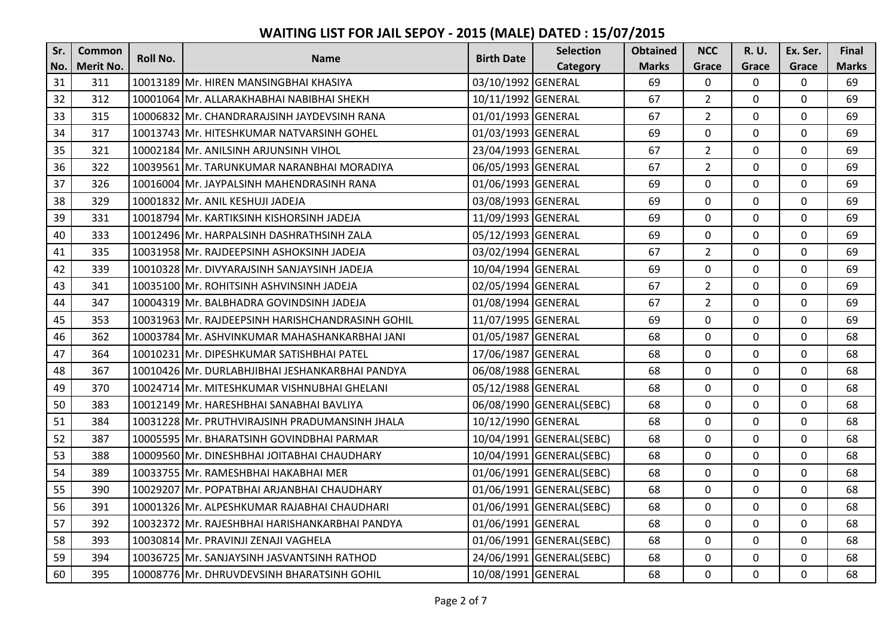# WAITING LIST FOR JAIL SEPOY - 2015 (MALE) DATED : 15/07/2015

| Sr. No. | Common Merit No. | Roll No. | Name | Birth Date | Selection Category | Obtained Marks | NCC Grace | R. U. Grace | Ex. Ser. Grace | Final Marks |
|---|---|---|---|---|---|---|---|---|---|---|
| 31 | 311 | 10013189 | Mr. HIREN MANSINGBHAI KHASIYA | 03/10/1992 | GENERAL | 69 | 0 | 0 | 0 | 69 |
| 32 | 312 | 10001064 | Mr. ALLARAKHABHAI NABIBHAI SHEKH | 10/11/1992 | GENERAL | 67 | 2 | 0 | 0 | 69 |
| 33 | 315 | 10006832 | Mr. CHANDRARAJSINH JAYDEVSINH RANA | 01/01/1993 | GENERAL | 67 | 2 | 0 | 0 | 69 |
| 34 | 317 | 10013743 | Mr. HITESHKUMAR NATVARSINH GOHEL | 01/03/1993 | GENERAL | 69 | 0 | 0 | 0 | 69 |
| 35 | 321 | 10002184 | Mr. ANILSINH ARJUNSINH VIHOL | 23/04/1993 | GENERAL | 67 | 2 | 0 | 0 | 69 |
| 36 | 322 | 10039561 | Mr. TARUNKUMAR NARANBHAI MORADIYA | 06/05/1993 | GENERAL | 67 | 2 | 0 | 0 | 69 |
| 37 | 326 | 10016004 | Mr. JAYPALSINH MAHENDRASINH RANA | 01/06/1993 | GENERAL | 69 | 0 | 0 | 0 | 69 |
| 38 | 329 | 10001832 | Mr. ANIL KESHUJI JADEJA | 03/08/1993 | GENERAL | 69 | 0 | 0 | 0 | 69 |
| 39 | 331 | 10018794 | Mr. KARTIKSINH KISHORSINH JADEJA | 11/09/1993 | GENERAL | 69 | 0 | 0 | 0 | 69 |
| 40 | 333 | 10012496 | Mr. HARPALSINH DASHRATHSINH ZALA | 05/12/1993 | GENERAL | 69 | 0 | 0 | 0 | 69 |
| 41 | 335 | 10031958 | Mr. RAJDEEPSINH ASHOKSINH JADEJA | 03/02/1994 | GENERAL | 67 | 2 | 0 | 0 | 69 |
| 42 | 339 | 10010328 | Mr. DIVYARAJSINH SANJAYSINH JADEJA | 10/04/1994 | GENERAL | 69 | 0 | 0 | 0 | 69 |
| 43 | 341 | 10035100 | Mr. ROHITSINH ASHVINSINH JADEJA | 02/05/1994 | GENERAL | 67 | 2 | 0 | 0 | 69 |
| 44 | 347 | 10004319 | Mr. BALBHADRA GOVINDSINH JADEJA | 01/08/1994 | GENERAL | 67 | 2 | 0 | 0 | 69 |
| 45 | 353 | 10031963 | Mr. RAJDEEPSINH HARISHCHANDRASINH GOHIL | 11/07/1995 | GENERAL | 69 | 0 | 0 | 0 | 69 |
| 46 | 362 | 10003784 | Mr. ASHVINKUMAR MAHASHANKARBHAI JANI | 01/05/1987 | GENERAL | 68 | 0 | 0 | 0 | 68 |
| 47 | 364 | 10010231 | Mr. DIPESHKUMAR SATISHBHAI PATEL | 17/06/1987 | GENERAL | 68 | 0 | 0 | 0 | 68 |
| 48 | 367 | 10010426 | Mr. DURLABHJIBHAI JESHANKARBHAI PANDYA | 06/08/1988 | GENERAL | 68 | 0 | 0 | 0 | 68 |
| 49 | 370 | 10024714 | Mr. MITESHKUMAR VISHNUBHAI GHELANI | 05/12/1988 | GENERAL | 68 | 0 | 0 | 0 | 68 |
| 50 | 383 | 10012149 | Mr. HARESHBHAI SANABHAI BAVLIYA | 06/08/1990 | GENERAL(SEBC) | 68 | 0 | 0 | 0 | 68 |
| 51 | 384 | 10031228 | Mr. PRUTHVIRAJSINH PRADUMANSINH JHALA | 10/12/1990 | GENERAL | 68 | 0 | 0 | 0 | 68 |
| 52 | 387 | 10005595 | Mr. BHARATSINH GOVINDBHAI PARMAR | 10/04/1991 | GENERAL(SEBC) | 68 | 0 | 0 | 0 | 68 |
| 53 | 388 | 10009560 | Mr. DINESHBHAI JOITABHAI CHAUDHARY | 10/04/1991 | GENERAL(SEBC) | 68 | 0 | 0 | 0 | 68 |
| 54 | 389 | 10033755 | Mr. RAMESHBHAI HAKABHAI MER | 01/06/1991 | GENERAL(SEBC) | 68 | 0 | 0 | 0 | 68 |
| 55 | 390 | 10029207 | Mr. POPATBHAI ARJANBHAI CHAUDHARY | 01/06/1991 | GENERAL(SEBC) | 68 | 0 | 0 | 0 | 68 |
| 56 | 391 | 10001326 | Mr. ALPESHKUMAR RAJABHAI CHAUDHARI | 01/06/1991 | GENERAL(SEBC) | 68 | 0 | 0 | 0 | 68 |
| 57 | 392 | 10032372 | Mr. RAJESHBHAI HARISHANKARBHAI PANDYA | 01/06/1991 | GENERAL | 68 | 0 | 0 | 0 | 68 |
| 58 | 393 | 10030814 | Mr. PRAVINJI ZENAJI VAGHELA | 01/06/1991 | GENERAL(SEBC) | 68 | 0 | 0 | 0 | 68 |
| 59 | 394 | 10036725 | Mr. SANJAYSINH JASVANTSINH RATHOD | 24/06/1991 | GENERAL(SEBC) | 68 | 0 | 0 | 0 | 68 |
| 60 | 395 | 10008776 | Mr. DHRUVDEVSINH BHARATSINH GOHIL | 10/08/1991 | GENERAL | 68 | 0 | 0 | 0 | 68 |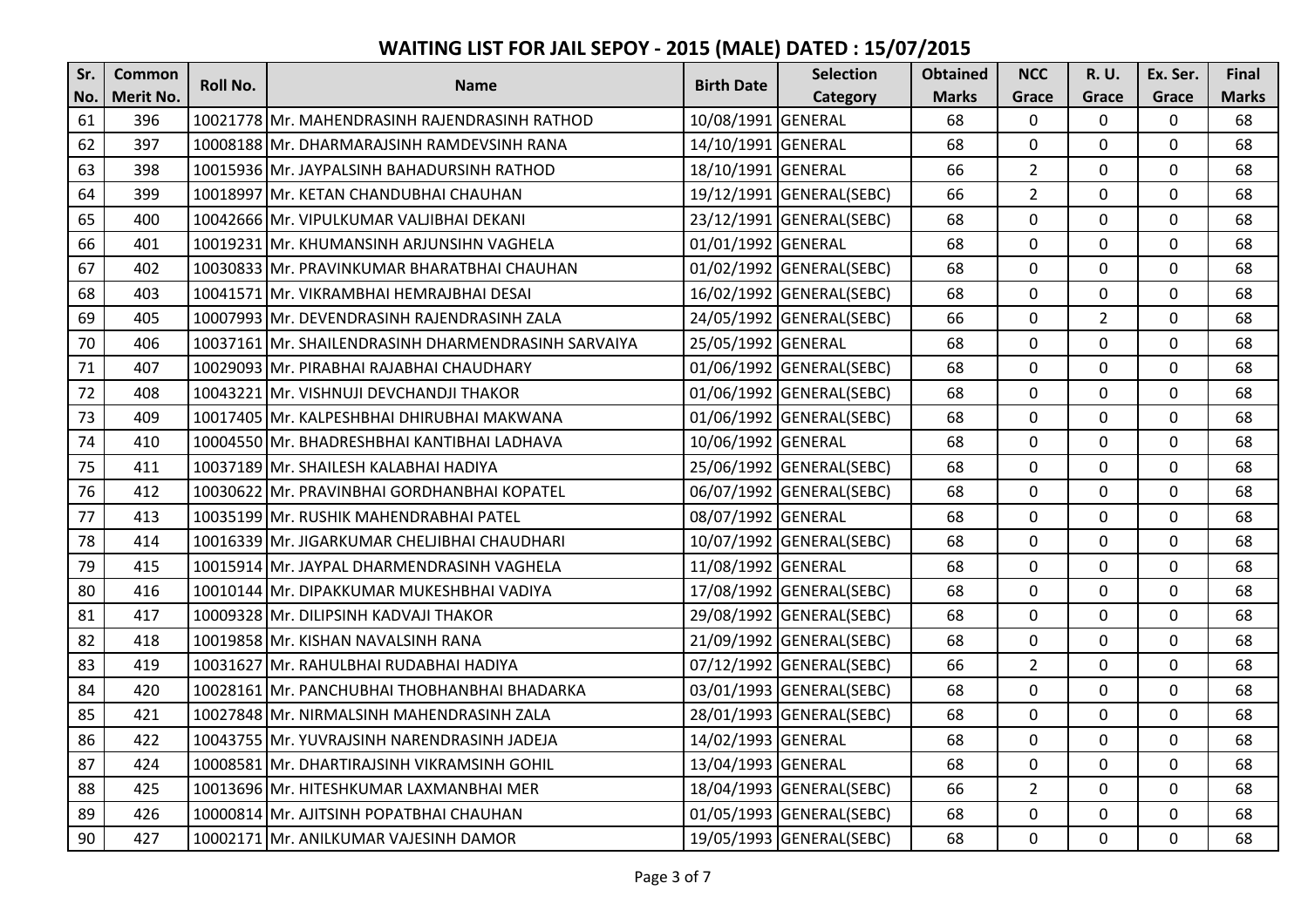# WAITING LIST FOR JAIL SEPOY - 2015 (MALE) DATED : 15/07/2015

| Sr. No. | Common Merit No. | Roll No. | Name | Birth Date | Selection Category | Obtained Marks | NCC Grace | R. U. Grace | Ex. Ser. Grace | Final Marks |
|---|---|---|---|---|---|---|---|---|---|---|
| 61 | 396 | 10021778 | Mr. MAHENDRASINH RAJENDRASINH RATHOD | 10/08/1991 | GENERAL | 68 | 0 | 0 | 0 | 68 |
| 62 | 397 | 10008188 | Mr. DHARMARAJSINH RAMDEVSINH RANA | 14/10/1991 | GENERAL | 68 | 0 | 0 | 0 | 68 |
| 63 | 398 | 10015936 | Mr. JAYPALSINH BAHADURSINH RATHOD | 18/10/1991 | GENERAL | 66 | 2 | 0 | 0 | 68 |
| 64 | 399 | 10018997 | Mr. KETAN CHANDUBHAI CHAUHAN | 19/12/1991 | GENERAL(SEBC) | 66 | 2 | 0 | 0 | 68 |
| 65 | 400 | 10042666 | Mr. VIPULKUMAR VALJIBHAI DEKANI | 23/12/1991 | GENERAL(SEBC) | 68 | 0 | 0 | 0 | 68 |
| 66 | 401 | 10019231 | Mr. KHUMANSINH ARJUNSIHN VAGHELA | 01/01/1992 | GENERAL | 68 | 0 | 0 | 0 | 68 |
| 67 | 402 | 10030833 | Mr. PRAVINKUMAR BHARATBHAI CHAUHAN | 01/02/1992 | GENERAL(SEBC) | 68 | 0 | 0 | 0 | 68 |
| 68 | 403 | 10041571 | Mr. VIKRAMBHAI HEMRAJBHAI DESAI | 16/02/1992 | GENERAL(SEBC) | 68 | 0 | 0 | 0 | 68 |
| 69 | 405 | 10007993 | Mr. DEVENDRASINH RAJENDRASINH ZALA | 24/05/1992 | GENERAL(SEBC) | 66 | 0 | 2 | 0 | 68 |
| 70 | 406 | 10037161 | Mr. SHAILENDRASINH DHARMENDRASINH SARVAIYA | 25/05/1992 | GENERAL | 68 | 0 | 0 | 0 | 68 |
| 71 | 407 | 10029093 | Mr. PIRABHAI RAJABHAI CHAUDHARY | 01/06/1992 | GENERAL(SEBC) | 68 | 0 | 0 | 0 | 68 |
| 72 | 408 | 10043221 | Mr. VISHNUJI DEVCHANDJI THAKOR | 01/06/1992 | GENERAL(SEBC) | 68 | 0 | 0 | 0 | 68 |
| 73 | 409 | 10017405 | Mr. KALPESHBHAI DHIRUBHAI MAKWANA | 01/06/1992 | GENERAL(SEBC) | 68 | 0 | 0 | 0 | 68 |
| 74 | 410 | 10004550 | Mr. BHADRESHBHAI KANTIBHAI LADHAVA | 10/06/1992 | GENERAL | 68 | 0 | 0 | 0 | 68 |
| 75 | 411 | 10037189 | Mr. SHAILESH KALABHAI HADIYA | 25/06/1992 | GENERAL(SEBC) | 68 | 0 | 0 | 0 | 68 |
| 76 | 412 | 10030622 | Mr. PRAVINBHAI GORDHANBHAI KOPATEL | 06/07/1992 | GENERAL(SEBC) | 68 | 0 | 0 | 0 | 68 |
| 77 | 413 | 10035199 | Mr. RUSHIK MAHENDRABHAI PATEL | 08/07/1992 | GENERAL | 68 | 0 | 0 | 0 | 68 |
| 78 | 414 | 10016339 | Mr. JIGARKUMAR CHELJIBHAI CHAUDHARI | 10/07/1992 | GENERAL(SEBC) | 68 | 0 | 0 | 0 | 68 |
| 79 | 415 | 10015914 | Mr. JAYPAL DHARMENDRASINH VAGHELA | 11/08/1992 | GENERAL | 68 | 0 | 0 | 0 | 68 |
| 80 | 416 | 10010144 | Mr. DIPAKKUMAR MUKESHBHAI VADIYA | 17/08/1992 | GENERAL(SEBC) | 68 | 0 | 0 | 0 | 68 |
| 81 | 417 | 10009328 | Mr. DILIPSINH KADVAJI THAKOR | 29/08/1992 | GENERAL(SEBC) | 68 | 0 | 0 | 0 | 68 |
| 82 | 418 | 10019858 | Mr. KISHAN NAVALSINH RANA | 21/09/1992 | GENERAL(SEBC) | 68 | 0 | 0 | 0 | 68 |
| 83 | 419 | 10031627 | Mr. RAHULBHAI RUDABHAI HADIYA | 07/12/1992 | GENERAL(SEBC) | 66 | 2 | 0 | 0 | 68 |
| 84 | 420 | 10028161 | Mr. PANCHUBHAI THOBHANBHAI BHADARKA | 03/01/1993 | GENERAL(SEBC) | 68 | 0 | 0 | 0 | 68 |
| 85 | 421 | 10027848 | Mr. NIRMALSINH MAHENDRASINH ZALA | 28/01/1993 | GENERAL(SEBC) | 68 | 0 | 0 | 0 | 68 |
| 86 | 422 | 10043755 | Mr. YUVRAJSINH NARENDRASINH JADEJA | 14/02/1993 | GENERAL | 68 | 0 | 0 | 0 | 68 |
| 87 | 424 | 10008581 | Mr. DHARTIRAJSINH VIKRAMSINH GOHIL | 13/04/1993 | GENERAL | 68 | 0 | 0 | 0 | 68 |
| 88 | 425 | 10013696 | Mr. HITESHKUMAR LAXMANBHAI MER | 18/04/1993 | GENERAL(SEBC) | 66 | 2 | 0 | 0 | 68 |
| 89 | 426 | 10000814 | Mr. AJITSINH POPATBHAI CHAUHAN | 01/05/1993 | GENERAL(SEBC) | 68 | 0 | 0 | 0 | 68 |
| 90 | 427 | 10002171 | Mr. ANILKUMAR VAJESINH DAMOR | 19/05/1993 | GENERAL(SEBC) | 68 | 0 | 0 | 0 | 68 |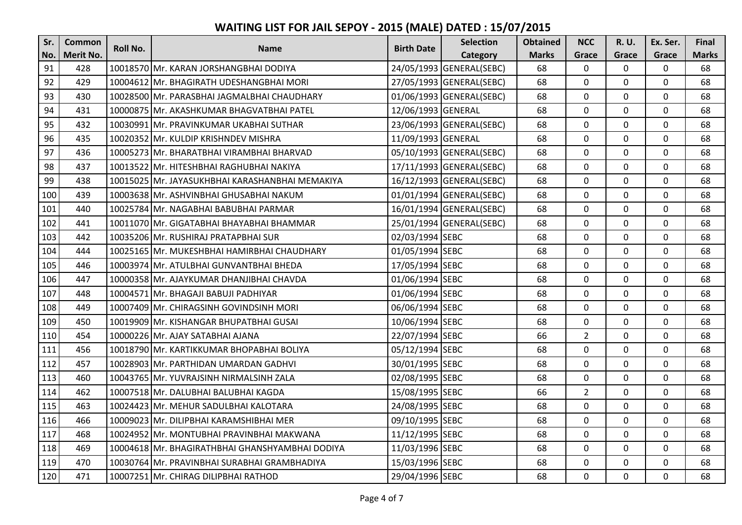# WAITING LIST FOR JAIL SEPOY - 2015 (MALE) DATED : 15/07/2015

| Sr. No. | Common Merit No. | Roll No. | Name | Birth Date | Selection Category | Obtained Marks | NCC Grace | R. U. Grace | Ex. Ser. Grace | Final Marks |
|---|---|---|---|---|---|---|---|---|---|---|
| 91 | 428 | 10018570 | Mr. KARAN JORSHANGBHAI DODIYA | 24/05/1993 | GENERAL(SEBC) | 68 | 0 | 0 | 0 | 68 |
| 92 | 429 | 10004612 | Mr. BHAGIRATH UDESHANGBHAI MORI | 27/05/1993 | GENERAL(SEBC) | 68 | 0 | 0 | 0 | 68 |
| 93 | 430 | 10028500 | Mr. PARASBHAI JAGMALBHAI CHAUDHARY | 01/06/1993 | GENERAL(SEBC) | 68 | 0 | 0 | 0 | 68 |
| 94 | 431 | 10000875 | Mr. AKASHKUMAR BHAGVATBHAI PATEL | 12/06/1993 | GENERAL | 68 | 0 | 0 | 0 | 68 |
| 95 | 432 | 10030991 | Mr. PRAVINKUMAR UKABHAI SUTHAR | 23/06/1993 | GENERAL(SEBC) | 68 | 0 | 0 | 0 | 68 |
| 96 | 435 | 10020352 | Mr. KULDIP KRISHNDEV MISHRA | 11/09/1993 | GENERAL | 68 | 0 | 0 | 0 | 68 |
| 97 | 436 | 10005273 | Mr. BHARATBHAI VIRAMBHAI BHARVAD | 05/10/1993 | GENERAL(SEBC) | 68 | 0 | 0 | 0 | 68 |
| 98 | 437 | 10013522 | Mr. HITESHBHAI RAGHUBHAI NAKIYA | 17/11/1993 | GENERAL(SEBC) | 68 | 0 | 0 | 0 | 68 |
| 99 | 438 | 10015025 | Mr. JAYASUKHBHAI KARASHANBHAI MEMAKIYA | 16/12/1993 | GENERAL(SEBC) | 68 | 0 | 0 | 0 | 68 |
| 100 | 439 | 10003638 | Mr. ASHVINBHAI GHUSABHAI NAKUM | 01/01/1994 | GENERAL(SEBC) | 68 | 0 | 0 | 0 | 68 |
| 101 | 440 | 10025784 | Mr. NAGABHAI BABUBHAI PARMAR | 16/01/1994 | GENERAL(SEBC) | 68 | 0 | 0 | 0 | 68 |
| 102 | 441 | 10011070 | Mr. GIGATABHAI BHAYABHAI BHAMMAR | 25/01/1994 | GENERAL(SEBC) | 68 | 0 | 0 | 0 | 68 |
| 103 | 442 | 10035206 | Mr. RUSHIRAJ PRATAPBHAI SUR | 02/03/1994 | SEBC | 68 | 0 | 0 | 0 | 68 |
| 104 | 444 | 10025165 | Mr. MUKESHBHAI HAMIRBHAI CHAUDHARY | 01/05/1994 | SEBC | 68 | 0 | 0 | 0 | 68 |
| 105 | 446 | 10003974 | Mr. ATULBHAI GUNVANTBHAI BHEDA | 17/05/1994 | SEBC | 68 | 0 | 0 | 0 | 68 |
| 106 | 447 | 10000358 | Mr. AJAYKUMAR DHANJIBHAI CHAVDA | 01/06/1994 | SEBC | 68 | 0 | 0 | 0 | 68 |
| 107 | 448 | 10004571 | Mr. BHAGAJI BABUJI PADHIYAR | 01/06/1994 | SEBC | 68 | 0 | 0 | 0 | 68 |
| 108 | 449 | 10007409 | Mr. CHIRAGSINH GOVINDSINH MORI | 06/06/1994 | SEBC | 68 | 0 | 0 | 0 | 68 |
| 109 | 450 | 10019909 | Mr. KISHANGAR BHUPATBHAI GUSAI | 10/06/1994 | SEBC | 68 | 0 | 0 | 0 | 68 |
| 110 | 454 | 10000226 | Mr. AJAY SATABHAI AJANA | 22/07/1994 | SEBC | 66 | 2 | 0 | 0 | 68 |
| 111 | 456 | 10018790 | Mr. KARTIKKUMAR BHOPABHAI BOLIYA | 05/12/1994 | SEBC | 68 | 0 | 0 | 0 | 68 |
| 112 | 457 | 10028903 | Mr. PARTHIDAN UMARDAN GADHVI | 30/01/1995 | SEBC | 68 | 0 | 0 | 0 | 68 |
| 113 | 460 | 10043765 | Mr. YUVRAJSINH NIRMALSINH ZALA | 02/08/1995 | SEBC | 68 | 0 | 0 | 0 | 68 |
| 114 | 462 | 10007518 | Mr. DALUBHAI BALUBHAI KAGDA | 15/08/1995 | SEBC | 66 | 2 | 0 | 0 | 68 |
| 115 | 463 | 10024423 | Mr. MEHUR SADULBHAI KALOTARA | 24/08/1995 | SEBC | 68 | 0 | 0 | 0 | 68 |
| 116 | 466 | 10009023 | Mr. DILIPBHAI KARAMSHIBHAI MER | 09/10/1995 | SEBC | 68 | 0 | 0 | 0 | 68 |
| 117 | 468 | 10024952 | Mr. MONTUBHAI PRAVINBHAI MAKWANA | 11/12/1995 | SEBC | 68 | 0 | 0 | 0 | 68 |
| 118 | 469 | 10004618 | Mr. BHAGIRATHBHAI GHANSHYAMBHAI DODIYA | 11/03/1996 | SEBC | 68 | 0 | 0 | 0 | 68 |
| 119 | 470 | 10030764 | Mr. PRAVINBHAI SURABHAI GRAMBHADIYA | 15/03/1996 | SEBC | 68 | 0 | 0 | 0 | 68 |
| 120 | 471 | 10007251 | Mr. CHIRAG DILIPBHAI RATHOD | 29/04/1996 | SEBC | 68 | 0 | 0 | 0 | 68 |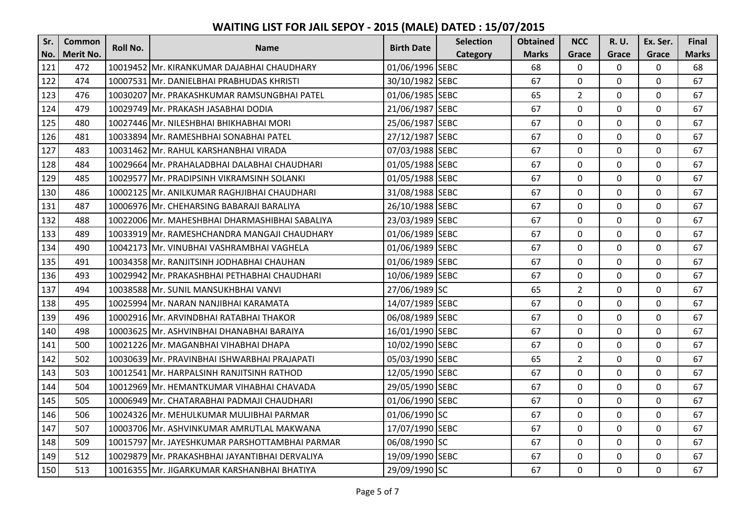# WAITING LIST FOR JAIL SEPOY - 2015 (MALE) DATED : 15/07/2015

| Sr. No. | Common Merit No. | Roll No. | Name | Birth Date | Selection Category | Obtained Marks | NCC Grace | R. U. Grace | Ex. Ser. Grace | Final Marks |
|---|---|---|---|---|---|---|---|---|---|---|
| 121 | 472 | 10019452 | Mr. KIRANKUMAR DAJABHAI CHAUDHARY | 01/06/1996 | SEBC | 68 | 0 | 0 | 0 | 68 |
| 122 | 474 | 10007531 | Mr. DANIELBHAI PRABHUDAS KHRISTI | 30/10/1982 | SEBC | 67 | 0 | 0 | 0 | 67 |
| 123 | 476 | 10030207 | Mr. PRAKASHKUMAR RAMSUNGBHAI PATEL | 01/06/1985 | SEBC | 65 | 2 | 0 | 0 | 67 |
| 124 | 479 | 10029749 | Mr. PRAKASH JASABHAI DODIA | 21/06/1987 | SEBC | 67 | 0 | 0 | 0 | 67 |
| 125 | 480 | 10027446 | Mr. NILESHBHAI BHIKHABHAI MORI | 25/06/1987 | SEBC | 67 | 0 | 0 | 0 | 67 |
| 126 | 481 | 10033894 | Mr. RAMESHBHAI SONABHAI PATEL | 27/12/1987 | SEBC | 67 | 0 | 0 | 0 | 67 |
| 127 | 483 | 10031462 | Mr. RAHUL KARSHANBHAI VIRADA | 07/03/1988 | SEBC | 67 | 0 | 0 | 0 | 67 |
| 128 | 484 | 10029664 | Mr. PRAHALADBHAI DALABHAI CHAUDHARI | 01/05/1988 | SEBC | 67 | 0 | 0 | 0 | 67 |
| 129 | 485 | 10029577 | Mr. PRADIPSINH VIKRAMSINH SOLANKI | 01/05/1988 | SEBC | 67 | 0 | 0 | 0 | 67 |
| 130 | 486 | 10002125 | Mr. ANILKUMAR RAGHJIBHAI CHAUDHARI | 31/08/1988 | SEBC | 67 | 0 | 0 | 0 | 67 |
| 131 | 487 | 10006976 | Mr. CHEHARSING BABARAJI BARALIYA | 26/10/1988 | SEBC | 67 | 0 | 0 | 0 | 67 |
| 132 | 488 | 10022006 | Mr. MAHESHBHAI DHARMASHIBHAI SABALIYA | 23/03/1989 | SEBC | 67 | 0 | 0 | 0 | 67 |
| 133 | 489 | 10033919 | Mr. RAMESHCHANDRA MANGAJI CHAUDHARY | 01/06/1989 | SEBC | 67 | 0 | 0 | 0 | 67 |
| 134 | 490 | 10042173 | Mr. VINUBHAI VASHRAMBHAI VAGHELA | 01/06/1989 | SEBC | 67 | 0 | 0 | 0 | 67 |
| 135 | 491 | 10034358 | Mr. RANJITSINH JODHABHAI CHAUHAN | 01/06/1989 | SEBC | 67 | 0 | 0 | 0 | 67 |
| 136 | 493 | 10029942 | Mr. PRAKASHBHAI PETHABHAI CHAUDHARI | 10/06/1989 | SEBC | 67 | 0 | 0 | 0 | 67 |
| 137 | 494 | 10038588 | Mr. SUNIL MANSUKHBHAI VANVI | 27/06/1989 | SC | 65 | 2 | 0 | 0 | 67 |
| 138 | 495 | 10025994 | Mr. NARAN NANJIBHAI KARAMATA | 14/07/1989 | SEBC | 67 | 0 | 0 | 0 | 67 |
| 139 | 496 | 10002916 | Mr. ARVINDBHAI RATABHAI THAKOR | 06/08/1989 | SEBC | 67 | 0 | 0 | 0 | 67 |
| 140 | 498 | 10003625 | Mr. ASHVINBHAI DHANABHAI BARAIYA | 16/01/1990 | SEBC | 67 | 0 | 0 | 0 | 67 |
| 141 | 500 | 10021226 | Mr. MAGANBHAI VIHABHAI DHAPA | 10/02/1990 | SEBC | 67 | 0 | 0 | 0 | 67 |
| 142 | 502 | 10030639 | Mr. PRAVINBHAI ISHWARBHAI PRAJAPATI | 05/03/1990 | SEBC | 65 | 2 | 0 | 0 | 67 |
| 143 | 503 | 10012541 | Mr. HARPALSINH RANJITSINH RATHOD | 12/05/1990 | SEBC | 67 | 0 | 0 | 0 | 67 |
| 144 | 504 | 10012969 | Mr. HEMANTKUMAR VIHABHAI CHAVADA | 29/05/1990 | SEBC | 67 | 0 | 0 | 0 | 67 |
| 145 | 505 | 10006949 | Mr. CHATARABHAI PADMAJI CHAUDHARI | 01/06/1990 | SEBC | 67 | 0 | 0 | 0 | 67 |
| 146 | 506 | 10024326 | Mr. MEHULKUMAR MULJIBHAI PARMAR | 01/06/1990 | SC | 67 | 0 | 0 | 0 | 67 |
| 147 | 507 | 10003706 | Mr. ASHVINKUMAR AMRUTLAL MAKWANA | 17/07/1990 | SEBC | 67 | 0 | 0 | 0 | 67 |
| 148 | 509 | 10015797 | Mr. JAYESHKUMAR PARSHOTTAMBHAI PARMAR | 06/08/1990 | SC | 67 | 0 | 0 | 0 | 67 |
| 149 | 512 | 10029879 | Mr. PRAKASHBHAI JAYANTIBHAI DERVALIYA | 19/09/1990 | SEBC | 67 | 0 | 0 | 0 | 67 |
| 150 | 513 | 10016355 | Mr. JIGARKUMAR KARSHANBHAI BHATIYA | 29/09/1990 | SC | 67 | 0 | 0 | 0 | 67 |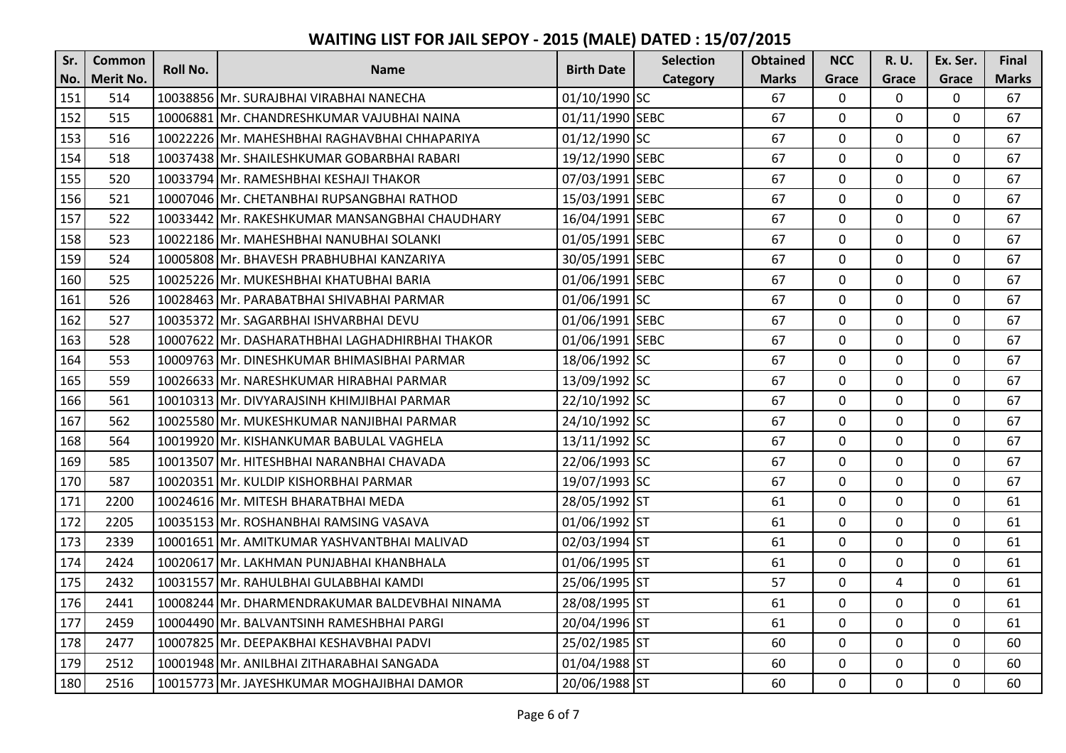# WAITING LIST FOR JAIL SEPOY - 2015 (MALE) DATED : 15/07/2015

| Sr. No. | Common Merit No. | Roll No. | Name | Birth Date | Selection Category | Obtained Marks | NCC Grace | R. U. Grace | Ex. Ser. Grace | Final Marks |
|---|---|---|---|---|---|---|---|---|---|---|
| 151 | 514 | 10038856 | Mr. SURAJBHAI VIRABHAI NANECHA | 01/10/1990 | SC | 67 | 0 | 0 | 0 | 67 |
| 152 | 515 | 10006881 | Mr. CHANDRESHKUMAR VAJUBHAI NAINA | 01/11/1990 | SEBC | 67 | 0 | 0 | 0 | 67 |
| 153 | 516 | 10022226 | Mr. MAHESHBHAI RAGHAVBHAI CHHAPARIYA | 01/12/1990 | SC | 67 | 0 | 0 | 0 | 67 |
| 154 | 518 | 10037438 | Mr. SHAILESHKUMAR GOBARBHAI RABARI | 19/12/1990 | SEBC | 67 | 0 | 0 | 0 | 67 |
| 155 | 520 | 10033794 | Mr. RAMESHBHAI KESHAJI THAKOR | 07/03/1991 | SEBC | 67 | 0 | 0 | 0 | 67 |
| 156 | 521 | 10007046 | Mr. CHETANBHAI RUPSANGBHAI RATHOD | 15/03/1991 | SEBC | 67 | 0 | 0 | 0 | 67 |
| 157 | 522 | 10033442 | Mr. RAKESHKUMAR MANSANGBHAI CHAUDHARY | 16/04/1991 | SEBC | 67 | 0 | 0 | 0 | 67 |
| 158 | 523 | 10022186 | Mr. MAHESHBHAI NANUBHAI SOLANKI | 01/05/1991 | SEBC | 67 | 0 | 0 | 0 | 67 |
| 159 | 524 | 10005808 | Mr. BHAVESH PRABHUBHAI KANZARIYA | 30/05/1991 | SEBC | 67 | 0 | 0 | 0 | 67 |
| 160 | 525 | 10025226 | Mr. MUKESHBHAI KHATUBHAI BARIA | 01/06/1991 | SEBC | 67 | 0 | 0 | 0 | 67 |
| 161 | 526 | 10028463 | Mr. PARABATBHAI SHIVABHAI PARMAR | 01/06/1991 | SC | 67 | 0 | 0 | 0 | 67 |
| 162 | 527 | 10035372 | Mr. SAGARBHAI ISHVARBHAI DEVU | 01/06/1991 | SEBC | 67 | 0 | 0 | 0 | 67 |
| 163 | 528 | 10007622 | Mr. DASHARATHBHAI LAGHADHIRBHAI THAKOR | 01/06/1991 | SEBC | 67 | 0 | 0 | 0 | 67 |
| 164 | 553 | 10009763 | Mr. DINESHKUMAR BHIMASIBHAI PARMAR | 18/06/1992 | SC | 67 | 0 | 0 | 0 | 67 |
| 165 | 559 | 10026633 | Mr. NARESHKUMAR HIRABHAI PARMAR | 13/09/1992 | SC | 67 | 0 | 0 | 0 | 67 |
| 166 | 561 | 10010313 | Mr. DIVYARAJSINH KHIMJIBHAI PARMAR | 22/10/1992 | SC | 67 | 0 | 0 | 0 | 67 |
| 167 | 562 | 10025580 | Mr. MUKESHKUMAR NANJIBHAI PARMAR | 24/10/1992 | SC | 67 | 0 | 0 | 0 | 67 |
| 168 | 564 | 10019920 | Mr. KISHANKUMAR BABULAL VAGHELA | 13/11/1992 | SC | 67 | 0 | 0 | 0 | 67 |
| 169 | 585 | 10013507 | Mr. HITESHBHAI NARANBHAI CHAVADA | 22/06/1993 | SC | 67 | 0 | 0 | 0 | 67 |
| 170 | 587 | 10020351 | Mr. KULDIP KISHORBHAI PARMAR | 19/07/1993 | SC | 67 | 0 | 0 | 0 | 67 |
| 171 | 2200 | 10024616 | Mr. MITESH BHARATBHAI MEDA | 28/05/1992 | ST | 61 | 0 | 0 | 0 | 61 |
| 172 | 2205 | 10035153 | Mr. ROSHANBHAI RAMSING VASAVA | 01/06/1992 | ST | 61 | 0 | 0 | 0 | 61 |
| 173 | 2339 | 10001651 | Mr. AMITKUMAR YASHVANTBHAI MALIVAD | 02/03/1994 | ST | 61 | 0 | 0 | 0 | 61 |
| 174 | 2424 | 10020617 | Mr. LAKHMAN PUNJABHAI KHANBHALA | 01/06/1995 | ST | 61 | 0 | 0 | 0 | 61 |
| 175 | 2432 | 10031557 | Mr. RAHULBHAI GULABBHAI KAMDI | 25/06/1995 | ST | 57 | 0 | 4 | 0 | 61 |
| 176 | 2441 | 10008244 | Mr. DHARMENDRAKUMAR BALDEVBHAI NINAMA | 28/08/1995 | ST | 61 | 0 | 0 | 0 | 61 |
| 177 | 2459 | 10004490 | Mr. BALVANTSINH RAMESHBHAI PARGI | 20/04/1996 | ST | 61 | 0 | 0 | 0 | 61 |
| 178 | 2477 | 10007825 | Mr. DEEPAKBHAI KESHAVBHAI PADVI | 25/02/1985 | ST | 60 | 0 | 0 | 0 | 60 |
| 179 | 2512 | 10001948 | Mr. ANILBHAI ZITHARABHAI SANGADA | 01/04/1988 | ST | 60 | 0 | 0 | 0 | 60 |
| 180 | 2516 | 10015773 | Mr. JAYESHKUMAR MOGHAJIBHAI DAMOR | 20/06/1988 | ST | 60 | 0 | 0 | 0 | 60 |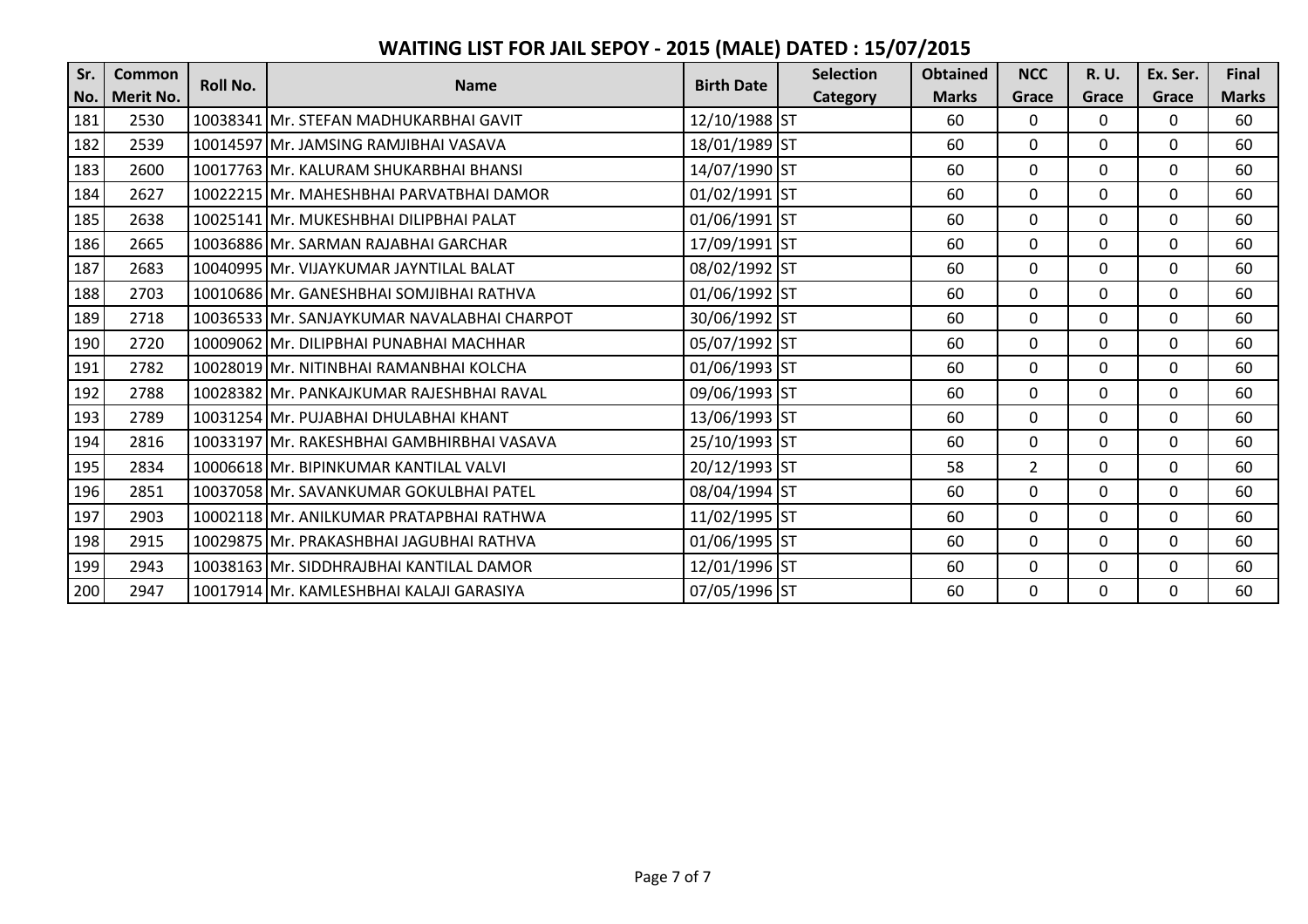# WAITING LIST FOR JAIL SEPOY - 2015 (MALE) DATED : 15/07/2015

| Sr. No. | Common Merit No. | Roll No. | Name | Birth Date | Selection Category | Obtained Marks | NCC Grace | R. U. Grace | Ex. Ser. Grace | Final Marks |
|---|---|---|---|---|---|---|---|---|---|---|
| 181 | 2530 | 10038341 | Mr. STEFAN MADHUKARBHAI GAVIT | 12/10/1988 | ST | 60 | 0 | 0 | 0 | 60 |
| 182 | 2539 | 10014597 | Mr. JAMSING RAMJIBHAI VASAVA | 18/01/1989 | ST | 60 | 0 | 0 | 0 | 60 |
| 183 | 2600 | 10017763 | Mr. KALURAM SHUKARBHAI BHANSI | 14/07/1990 | ST | 60 | 0 | 0 | 0 | 60 |
| 184 | 2627 | 10022215 | Mr. MAHESHBHAI PARVATBHAI DAMOR | 01/02/1991 | ST | 60 | 0 | 0 | 0 | 60 |
| 185 | 2638 | 10025141 | Mr. MUKESHBHAI DILIPBHAI PALAT | 01/06/1991 | ST | 60 | 0 | 0 | 0 | 60 |
| 186 | 2665 | 10036886 | Mr. SARMAN RAJABHAI GARCHAR | 17/09/1991 | ST | 60 | 0 | 0 | 0 | 60 |
| 187 | 2683 | 10040995 | Mr. VIJAYKUMAR JAYNTILAL BALAT | 08/02/1992 | ST | 60 | 0 | 0 | 0 | 60 |
| 188 | 2703 | 10010686 | Mr. GANESHBHAI SOMJIBHAI RATHVA | 01/06/1992 | ST | 60 | 0 | 0 | 0 | 60 |
| 189 | 2718 | 10036533 | Mr. SANJAYKUMAR NAVALABHAI CHARPOT | 30/06/1992 | ST | 60 | 0 | 0 | 0 | 60 |
| 190 | 2720 | 10009062 | Mr. DILIPBHAI PUNABHAI MACHHAR | 05/07/1992 | ST | 60 | 0 | 0 | 0 | 60 |
| 191 | 2782 | 10028019 | Mr. NITINBHAI RAMANBHAI KOLCHA | 01/06/1993 | ST | 60 | 0 | 0 | 0 | 60 |
| 192 | 2788 | 10028382 | Mr. PANKAJKUMAR RAJESHBHAI RAVAL | 09/06/1993 | ST | 60 | 0 | 0 | 0 | 60 |
| 193 | 2789 | 10031254 | Mr. PUJABHAI DHULABHAI KHANT | 13/06/1993 | ST | 60 | 0 | 0 | 0 | 60 |
| 194 | 2816 | 10033197 | Mr. RAKESHBHAI GAMBHIRBHAI VASAVA | 25/10/1993 | ST | 60 | 0 | 0 | 0 | 60 |
| 195 | 2834 | 10006618 | Mr. BIPINKUMAR KANTILAL VALVI | 20/12/1993 | ST | 58 | 2 | 0 | 0 | 60 |
| 196 | 2851 | 10037058 | Mr. SAVANKUMAR GOKULBHAI PATEL | 08/04/1994 | ST | 60 | 0 | 0 | 0 | 60 |
| 197 | 2903 | 10002118 | Mr. ANILKUMAR PRATAPBHAI RATHWA | 11/02/1995 | ST | 60 | 0 | 0 | 0 | 60 |
| 198 | 2915 | 10029875 | Mr. PRAKASHBHAI JAGUBHAI RATHVA | 01/06/1995 | ST | 60 | 0 | 0 | 0 | 60 |
| 199 | 2943 | 10038163 | Mr. SIDDHRAJBHAI KANTILAL DAMOR | 12/01/1996 | ST | 60 | 0 | 0 | 0 | 60 |
| 200 | 2947 | 10017914 | Mr. KAMLESHBHAI KALAJI GARASIYA | 07/05/1996 | ST | 60 | 0 | 0 | 0 | 60 |